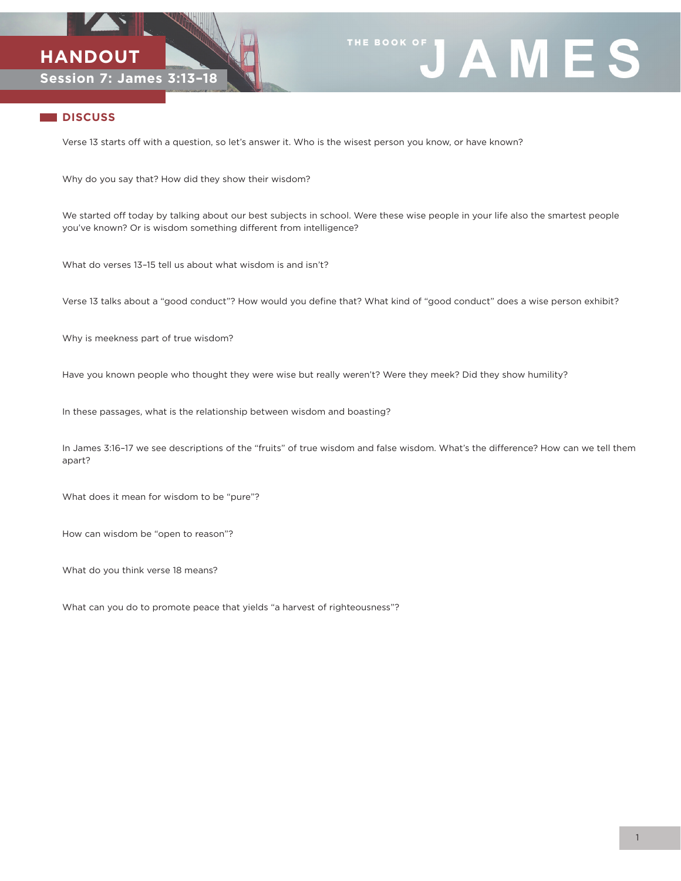# HANDOUT

## Session 7: James 3:13–18

THE BOOK OF JAMES

## DISCUSS

Verse 13 starts off with a question, so let's answer it. Who is the wisest person you know, or have known?

Why do you say that? How did they show their wisdom?

We started off today by talking about our best subjects in school. Were these wise people in your life also the smartest people you've known? Or is wisdom something different from intelligence?

What do verses 13–15 tell us about what wisdom is and isn't?

Verse 13 talks about a "good conduct"? How would you define that? What kind of "good conduct" does a wise person exhibit?

Why is meekness part of true wisdom?

Have you known people who thought they were wise but really weren't? Were they meek? Did they show humility?

In these passages, what is the relationship between wisdom and boasting?

In James 3:16–17 we see descriptions of the "fruits" of true wisdom and false wisdom. What's the difference? How can we tell them apart?

What does it mean for wisdom to be "pure"?

How can wisdom be "open to reason"?

What do you think verse 18 means?

What can you do to promote peace that yields "a harvest of righteousness"?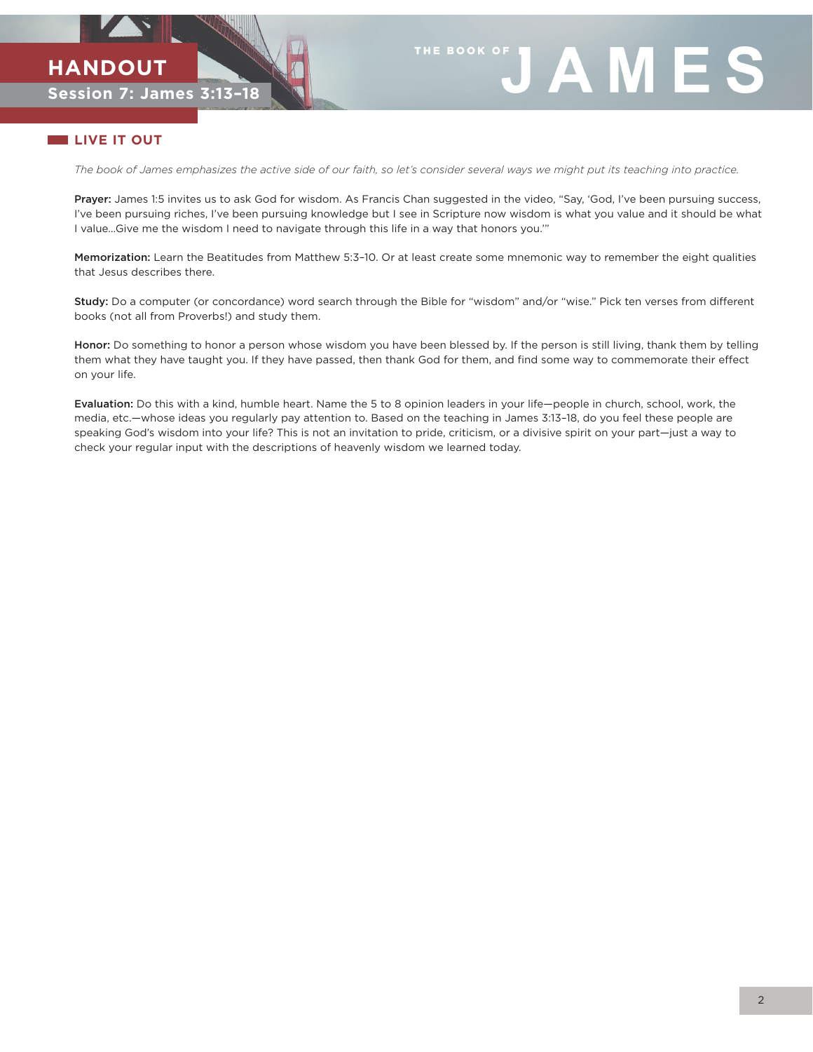# HANDOUT

## Session 7: James 3:13–18

THE BOOK OF JAMES

### LIVE IT OUT

*The book of James emphasizes the active side of our faith, so let's consider several ways we might put its teaching into practice.*

**Prayer:** James 1:5 invites us to ask God for wisdom. As Francis Chan suggested in the video, "Say, 'God, I've been pursuing success, I've been pursuing riches, I've been pursuing knowledge but I see in Scripture now wisdom is what you value and it should be what I value…Give me the wisdom I need to navigate through this life in a way that honors you.'"

**Memorization:** Learn the Beatitudes from Matthew 5:3–10. Or at least create some mnemonic way to remember the eight qualities that Jesus describes there.

**Study:** Do a computer (or concordance) word search through the Bible for "wisdom" and/or "wise." Pick ten verses from different books (not all from Proverbs!) and study them.

**Honor:** Do something to honor a person whose wisdom you have been blessed by. If the person is still living, thank them by telling them what they have taught you. If they have passed, then thank God for them, and find some way to commemorate their effect on your life.

**Evaluation:** Do this with a kind, humble heart. Name the 5 to 8 opinion leaders in your life—people in church, school, work, the media, etc.—whose ideas you regularly pay attention to. Based on the teaching in James 3:13–18, do you feel these people are speaking God's wisdom into your life? This is not an invitation to pride, criticism, or a divisive spirit on your part—just a way to check your regular input with the descriptions of heavenly wisdom we learned today.